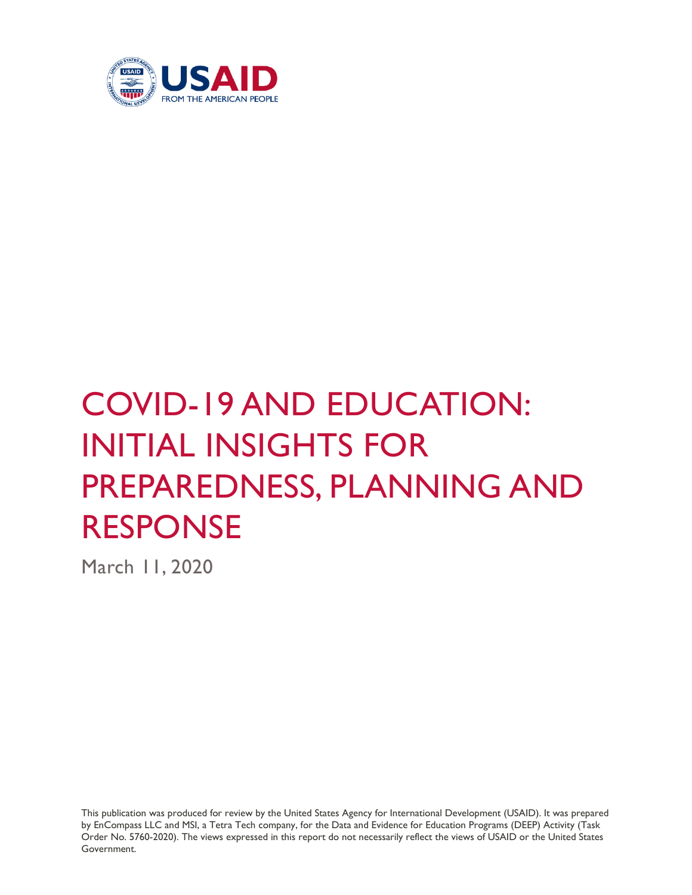# COVID-19 AND EDUCATION: INITIAL INSIGHTS FOR PREPAREDNESS, PLANNING AND RESPONSE

March 11, 2020

This publication was produced for review by the United States Agency for International Development (USAID). It was prepared by EnCompass LLC and MSI, a Tetra Tech company, for the Data and Evidence for Education Programs (DEEP) Activity (Task Order No. 5760-2020). The views expressed in this report do not necessarily reflect the views of USAID or the United States Government.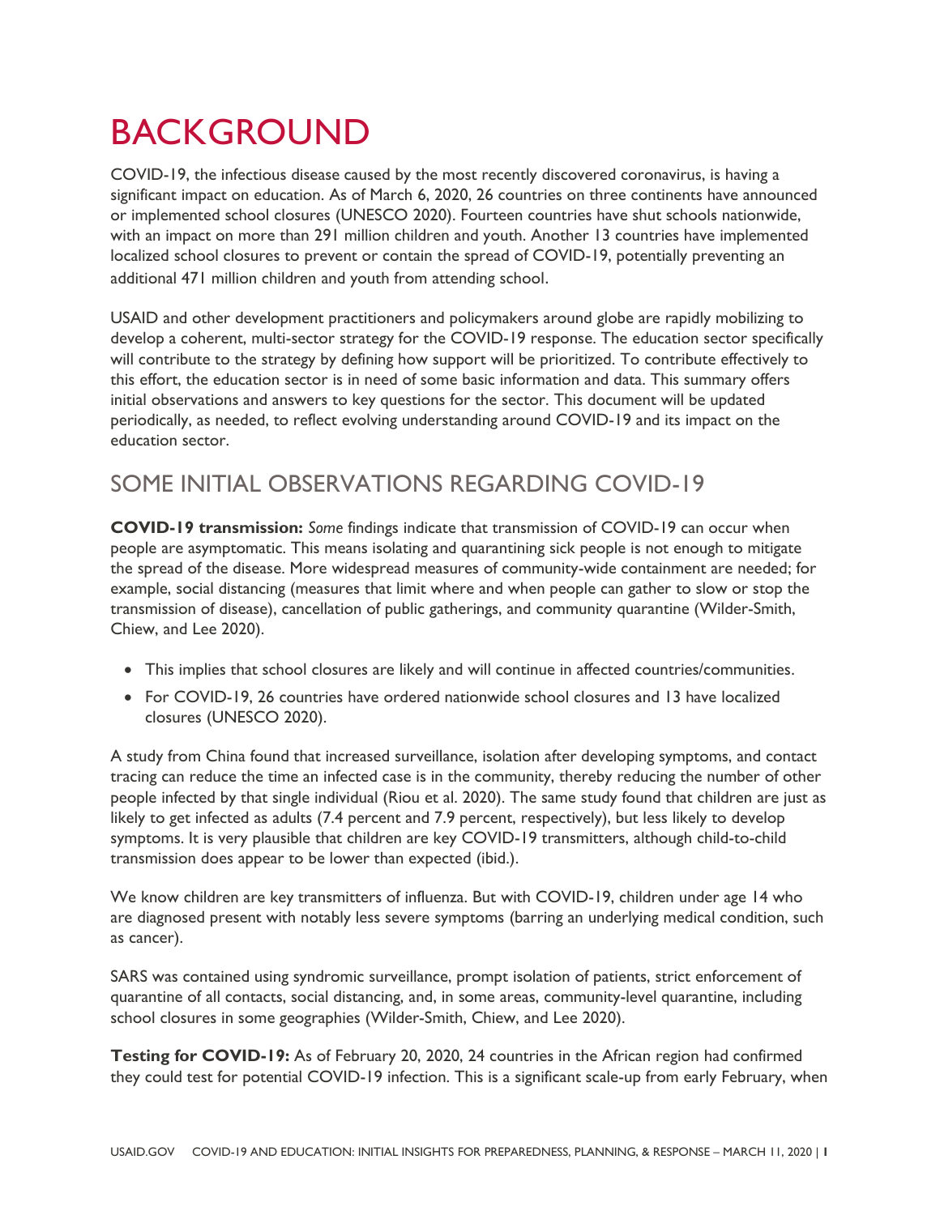# BACKGROUND

COVID-19, the infectious disease caused by the most recently discovered coronavirus, is having a significant impact on education. As of March 6, 2020, 26 countries on three continents have announced or implemented school closures (UNESCO 2020). Fourteen countries have shut schools nationwide, with an impact on more than 291 million children and youth. Another 13 countries have implemented localized school closures to prevent or contain the spread of COVID-19, potentially preventing an additional 471 million children and youth from attending school.

USAID and other development practitioners and policymakers around globe are rapidly mobilizing to develop a coherent, multi-sector strategy for the COVID-19 response. The education sector specifically will contribute to the strategy by defining how support will be prioritized. To contribute effectively to this effort, the education sector is in need of some basic information and data. This summary offers initial observations and answers to key questions for the sector. This document will be updated periodically, as needed, to reflect evolving understanding around COVID-19 and its impact on the education sector.

## SOME INITIAL OBSERVATIONS REGARDING COVID-19

**COVID-19 transmission:** *Some* findings indicate that transmission of COVID-19 can occur when people are asymptomatic. This means isolating and quarantining sick people is not enough to mitigate the spread of the disease. More widespread measures of community-wide containment are needed; for example, social distancing (measures that limit where and when people can gather to slow or stop the transmission of disease), cancellation of public gatherings, and community quarantine (Wilder-Smith, Chiew, and Lee 2020).

- This implies that school closures are likely and will continue in affected countries/communities.
- For COVID-19, 26 countries have ordered nationwide school closures and 13 have localized closures (UNESCO 2020).

A study from China found that increased surveillance, isolation after developing symptoms, and contact tracing can reduce the time an infected case is in the community, thereby reducing the number of other people infected by that single individual (Riou et al. 2020). The same study found that children are just as likely to get infected as adults (7.4 percent and 7.9 percent, respectively), but less likely to develop symptoms. It is very plausible that children are key COVID-19 transmitters, although child-to-child transmission does appear to be lower than expected (ibid.).

We know children are key transmitters of influenza. But with COVID-19, children under age 14 who are diagnosed present with notably less severe symptoms (barring an underlying medical condition, such as cancer).

SARS was contained using syndromic surveillance, prompt isolation of patients, strict enforcement of quarantine of all contacts, social distancing, and, in some areas, community-level quarantine, including school closures in some geographies (Wilder-Smith, Chiew, and Lee 2020).

**Testing for COVID-19:** As of February 20, 2020, 24 countries in the African region had confirmed they could test for potential COVID-19 infection. This is a significant scale-up from early February, when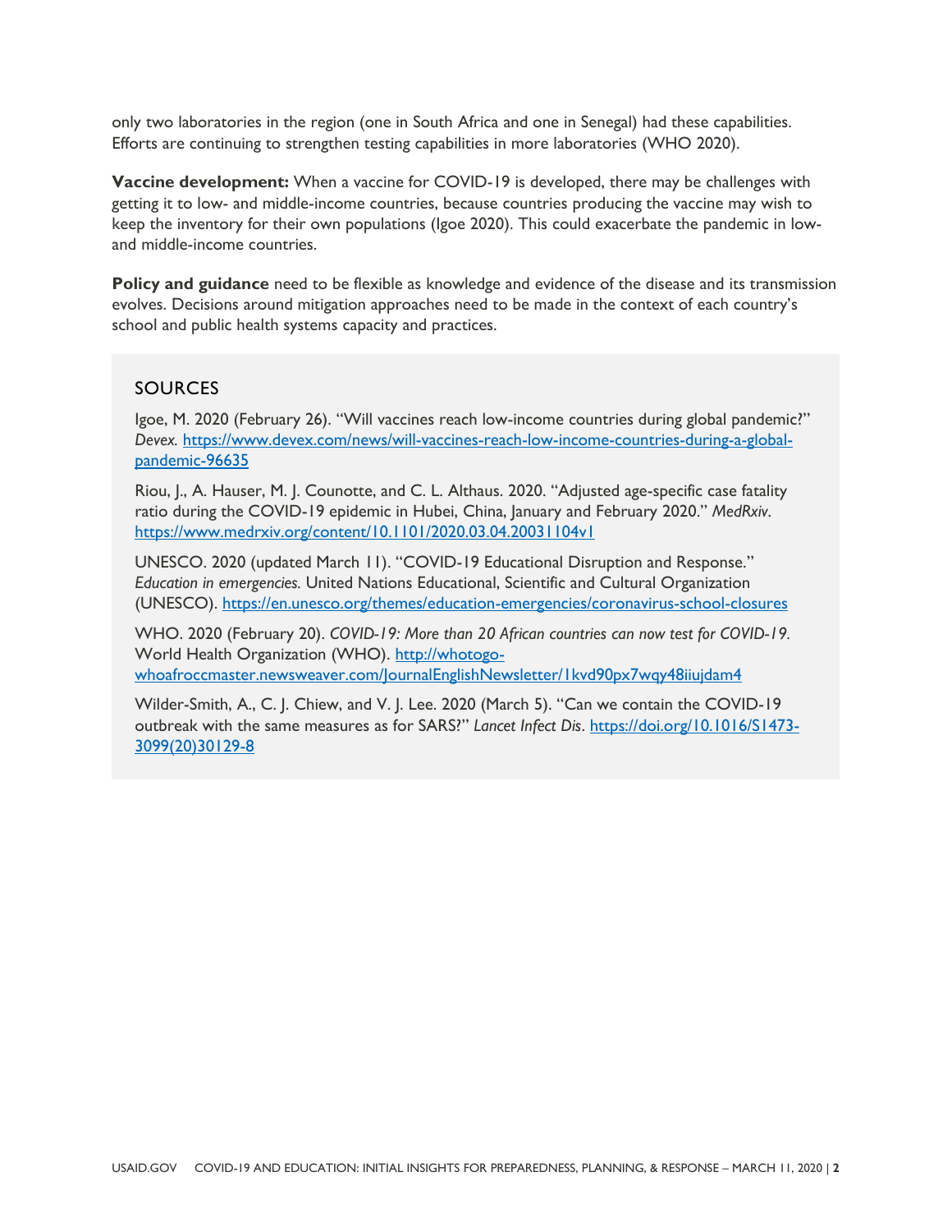only two laboratories in the region (one in South Africa and one in Senegal) had these capabilities. Efforts are continuing to strengthen testing capabilities in more laboratories (WHO 2020).

**Vaccine development:** When a vaccine for COVID-19 is developed, there may be challenges with getting it to low- and middle-income countries, because countries producing the vaccine may wish to keep the inventory for their own populations (Igoe 2020). This could exacerbate the pandemic in low- and middle-income countries.

**Policy and guidance** need to be flexible as knowledge and evidence of the disease and its transmission evolves. Decisions around mitigation approaches need to be made in the context of each country's school and public health systems capacity and practices.

## SOURCES

Igoe, M. 2020 (February 26). "Will vaccines reach low-income countries during global pandemic?" *Devex.* https://www.devex.com/news/will-vaccines-reach-low-income-countries-during-a-global-pandemic-96635

Riou, J., A. Hauser, M. J. Counotte, and C. L. Althaus. 2020. "Adjusted age-specific case fatality ratio during the COVID-19 epidemic in Hubei, China, January and February 2020." *MedRxiv*. https://www.medrxiv.org/content/10.1101/2020.03.04.20031104v1

UNESCO. 2020 (updated March 11). "COVID-19 Educational Disruption and Response." *Education in emergencies.* United Nations Educational, Scientific and Cultural Organization (UNESCO). https://en.unesco.org/themes/education-emergencies/coronavirus-school-closures

WHO. 2020 (February 20). *COVID-19: More than 20 African countries can now test for COVID-19*. World Health Organization (WHO). http://whotogo-whoafroccmaster.newsweaver.com/JournalEnglishNewsletter/1kvd90px7wqy48iiujdam4

Wilder-Smith, A., C. J. Chiew, and V. J. Lee. 2020 (March 5). "Can we contain the COVID-19 outbreak with the same measures as for SARS?" *Lancet Infect Dis*. https://doi.org/10.1016/S1473-3099(20)30129-8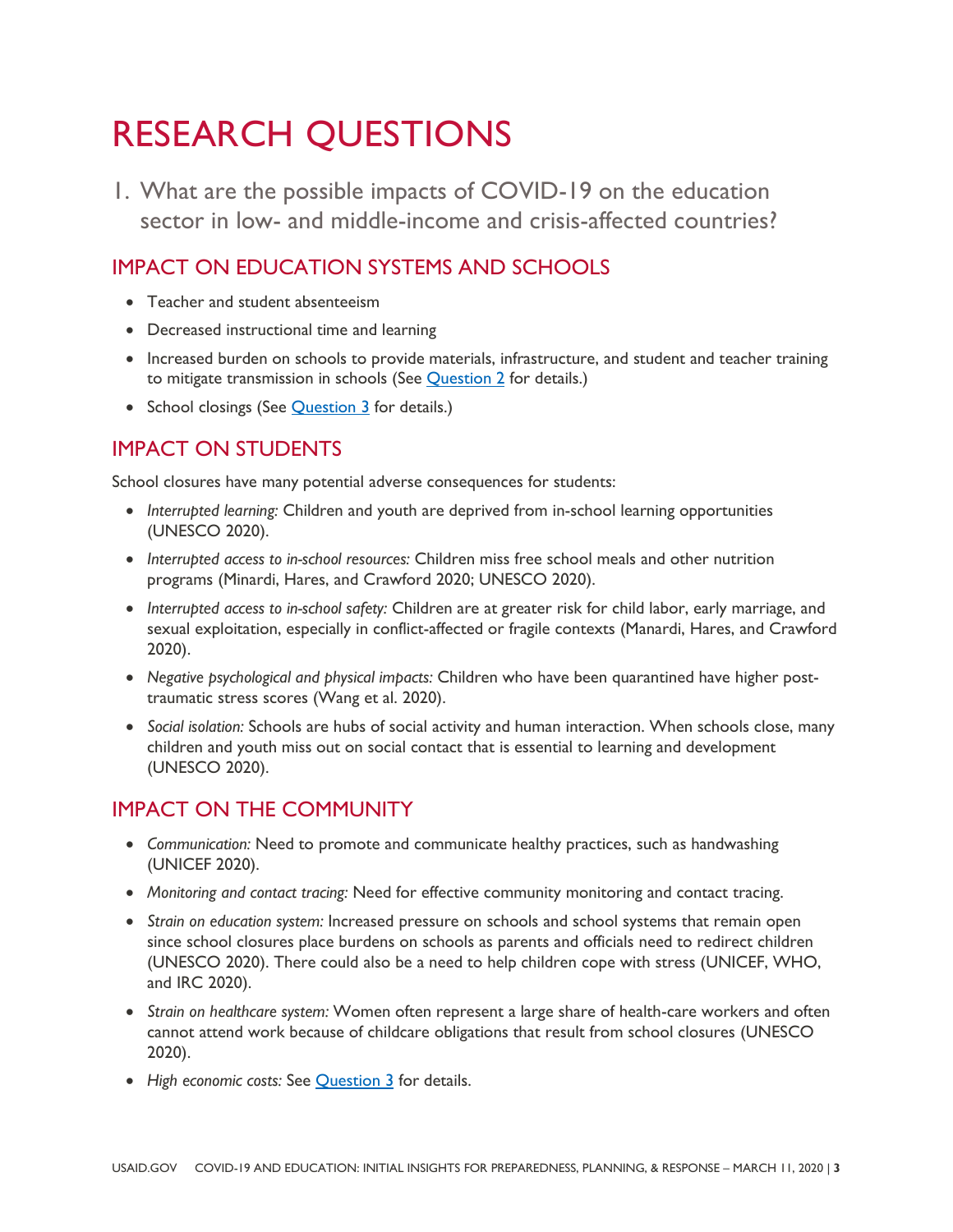# RESEARCH QUESTIONS

## 1. What are the possible impacts of COVID-19 on the education sector in low- and middle-income and crisis-affected countries?

### IMPACT ON EDUCATION SYSTEMS AND SCHOOLS

- Teacher and student absenteeism
- Decreased instructional time and learning
- Increased burden on schools to provide materials, infrastructure, and student and teacher training to mitigate transmission in schools (See Question 2 for details.)
- School closings (See Question 3 for details.)

### IMPACT ON STUDENTS

School closures have many potential adverse consequences for students:

- *Interrupted learning:* Children and youth are deprived from in-school learning opportunities (UNESCO 2020).
- *Interrupted access to in-school resources:* Children miss free school meals and other nutrition programs (Minardi, Hares, and Crawford 2020; UNESCO 2020).
- *Interrupted access to in-school safety:* Children are at greater risk for child labor, early marriage, and sexual exploitation, especially in conflict-affected or fragile contexts (Manardi, Hares, and Crawford 2020).
- *Negative psychological and physical impacts:* Children who have been quarantined have higher post-traumatic stress scores (Wang et al. 2020).
- *Social isolation:* Schools are hubs of social activity and human interaction. When schools close, many children and youth miss out on social contact that is essential to learning and development (UNESCO 2020).

### IMPACT ON THE COMMUNITY

- *Communication:* Need to promote and communicate healthy practices, such as handwashing (UNICEF 2020).
- *Monitoring and contact tracing:* Need for effective community monitoring and contact tracing.
- *Strain on education system:* Increased pressure on schools and school systems that remain open since school closures place burdens on schools as parents and officials need to redirect children (UNESCO 2020). There could also be a need to help children cope with stress (UNICEF, WHO, and IRC 2020).
- *Strain on healthcare system:* Women often represent a large share of health-care workers and often cannot attend work because of childcare obligations that result from school closures (UNESCO 2020).
- *High economic costs:* See Question 3 for details.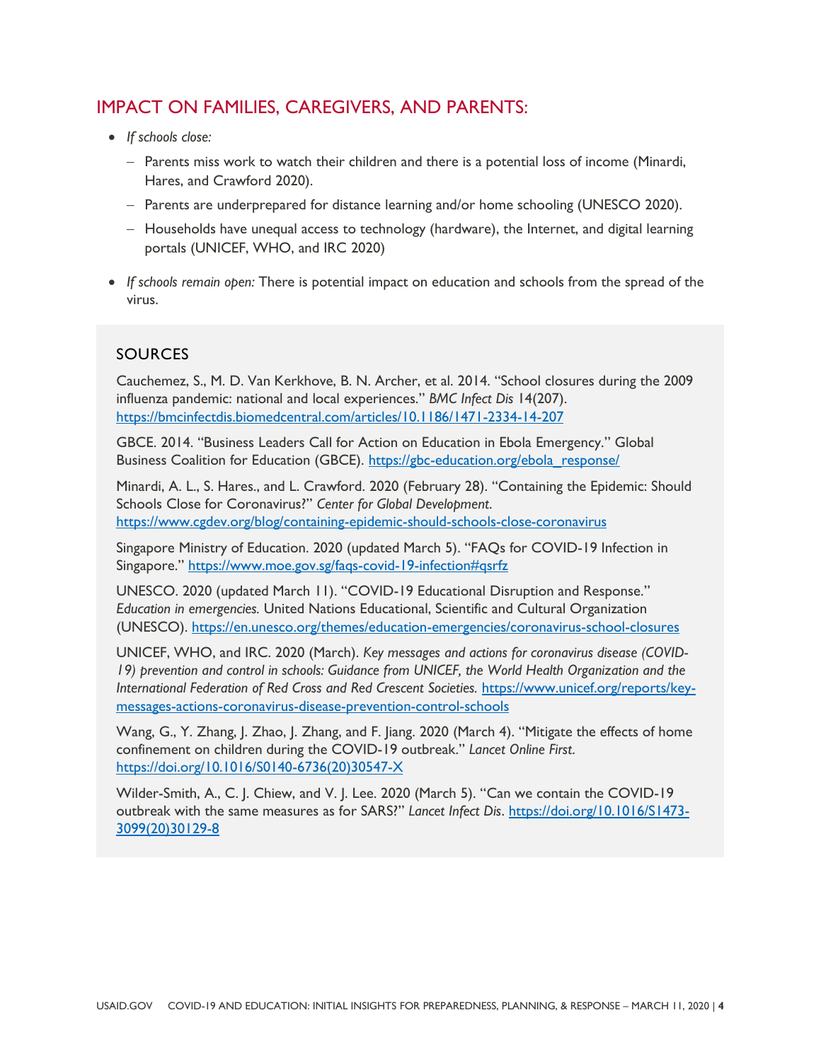## IMPACT ON FAMILIES, CAREGIVERS, AND PARENTS:

- *If schools close:*
  - Parents miss work to watch their children and there is a potential loss of income (Minardi, Hares, and Crawford 2020).
  - Parents are underprepared for distance learning and/or home schooling (UNESCO 2020).
  - Households have unequal access to technology (hardware), the Internet, and digital learning portals (UNICEF, WHO, and IRC 2020)
- *If schools remain open:* There is potential impact on education and schools from the spread of the virus.

### SOURCES

Cauchemez, S., M. D. Van Kerkhove, B. N. Archer, et al. 2014. "School closures during the 2009 influenza pandemic: national and local experiences." *BMC Infect Dis* 14(207). https://bmcinfectdis.biomedcentral.com/articles/10.1186/1471-2334-14-207

GBCE. 2014. "Business Leaders Call for Action on Education in Ebola Emergency." Global Business Coalition for Education (GBCE). https://gbc-education.org/ebola_response/

Minardi, A. L., S. Hares., and L. Crawford. 2020 (February 28). "Containing the Epidemic: Should Schools Close for Coronavirus?" *Center for Global Development*. https://www.cgdev.org/blog/containing-epidemic-should-schools-close-coronavirus

Singapore Ministry of Education. 2020 (updated March 5). "FAQs for COVID-19 Infection in Singapore." https://www.moe.gov.sg/faqs-covid-19-infection#qsrfz

UNESCO. 2020 (updated March 11). "COVID-19 Educational Disruption and Response." *Education in emergencies.* United Nations Educational, Scientific and Cultural Organization (UNESCO). https://en.unesco.org/themes/education-emergencies/coronavirus-school-closures

UNICEF, WHO, and IRC. 2020 (March). *Key messages and actions for coronavirus disease (COVID-19) prevention and control in schools: Guidance from UNICEF, the World Health Organization and the International Federation of Red Cross and Red Crescent Societies.* https://www.unicef.org/reports/key-messages-actions-coronavirus-disease-prevention-control-schools

Wang, G., Y. Zhang, J. Zhao, J. Zhang, and F. Jiang. 2020 (March 4). "Mitigate the effects of home confinement on children during the COVID-19 outbreak." *Lancet Online First*. https://doi.org/10.1016/S0140-6736(20)30547-X

Wilder-Smith, A., C. J. Chiew, and V. J. Lee. 2020 (March 5). "Can we contain the COVID-19 outbreak with the same measures as for SARS?" *Lancet Infect Dis*. https://doi.org/10.1016/S1473-3099(20)30129-8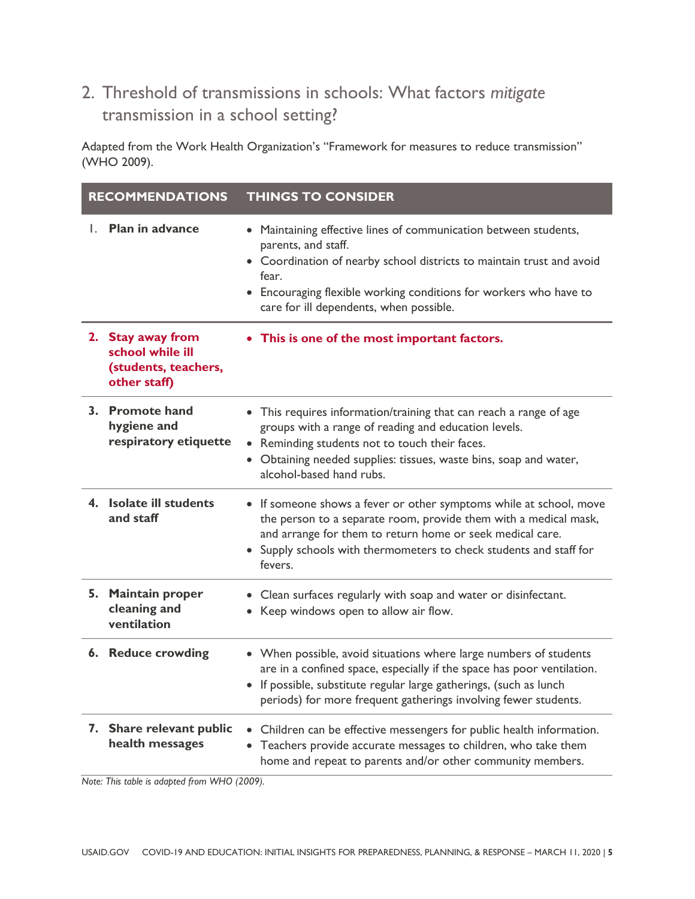## 2. Threshold of transmissions in schools: What factors *mitigate* transmission in a school setting?

Adapted from the Work Health Organization's "Framework for measures to reduce transmission" (WHO 2009).

| RECOMMENDATIONS | THINGS TO CONSIDER |
|---|---|
| 1. **Plan in advance** | • Maintaining effective lines of communication between students, parents, and staff.<br>• Coordination of nearby school districts to maintain trust and avoid fear.<br>• Encouraging flexible working conditions for workers who have to care for ill dependents, when possible. |
| 2. **Stay away from school while ill (students, teachers, other staff)** | • **This is one of the most important factors.** |
| 3. **Promote hand hygiene and respiratory etiquette** | • This requires information/training that can reach a range of age groups with a range of reading and education levels.<br>• Reminding students not to touch their faces.<br>• Obtaining needed supplies: tissues, waste bins, soap and water, alcohol-based hand rubs. |
| 4. **Isolate ill students and staff** | • If someone shows a fever or other symptoms while at school, move the person to a separate room, provide them with a medical mask, and arrange for them to return home or seek medical care.<br>• Supply schools with thermometers to check students and staff for fevers. |
| 5. **Maintain proper cleaning and ventilation** | • Clean surfaces regularly with soap and water or disinfectant.<br>• Keep windows open to allow air flow. |
| 6. **Reduce crowding** | • When possible, avoid situations where large numbers of students are in a confined space, especially if the space has poor ventilation.<br>• If possible, substitute regular large gatherings, (such as lunch periods) for more frequent gatherings involving fewer students. |
| 7. **Share relevant public health messages** | • Children can be effective messengers for public health information.<br>• Teachers provide accurate messages to children, who take them home and repeat to parents and/or other community members. |

*Note: This table is adapted from WHO (2009).*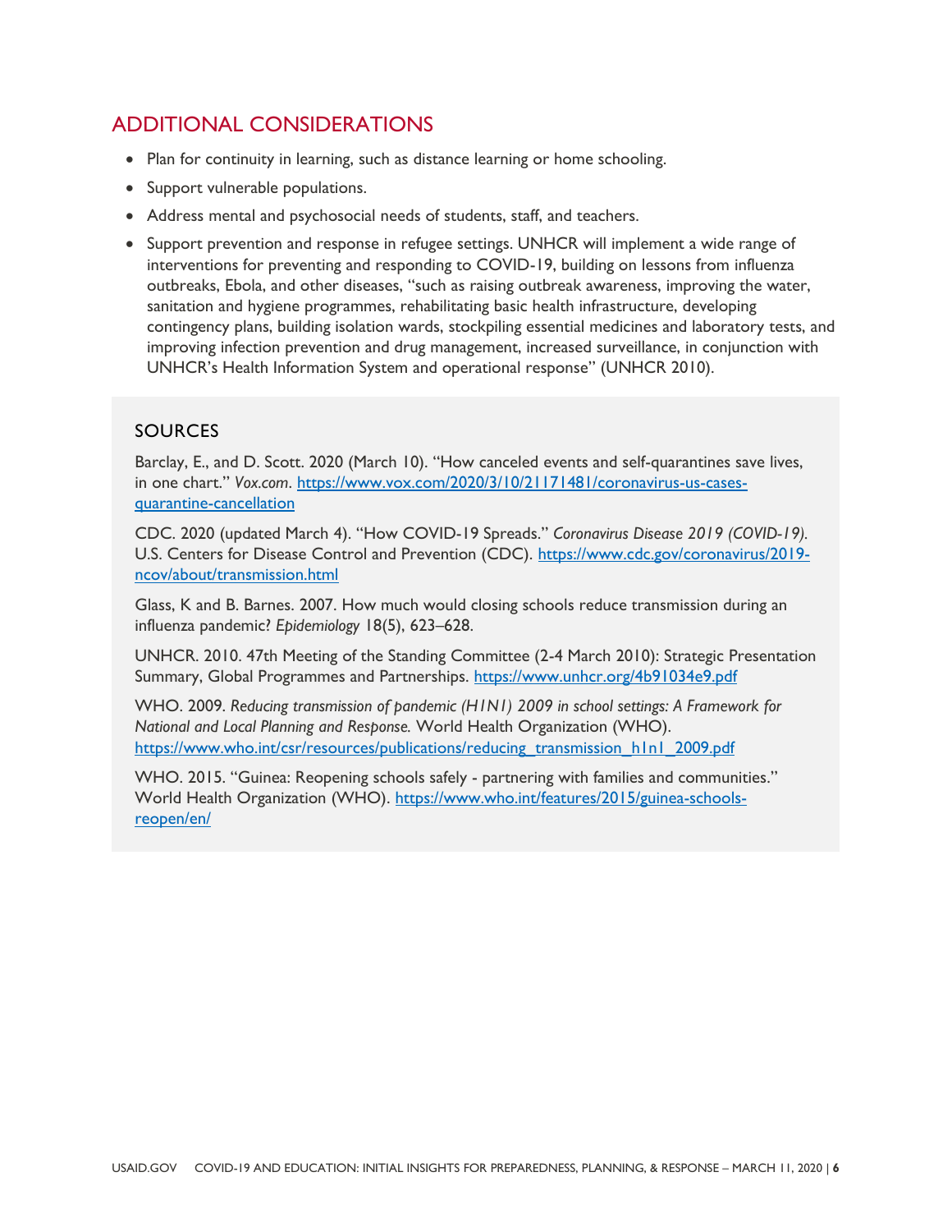## ADDITIONAL CONSIDERATIONS

- Plan for continuity in learning, such as distance learning or home schooling.
- Support vulnerable populations.
- Address mental and psychosocial needs of students, staff, and teachers.
- Support prevention and response in refugee settings. UNHCR will implement a wide range of interventions for preventing and responding to COVID-19, building on lessons from influenza outbreaks, Ebola, and other diseases, "such as raising outbreak awareness, improving the water, sanitation and hygiene programmes, rehabilitating basic health infrastructure, developing contingency plans, building isolation wards, stockpiling essential medicines and laboratory tests, and improving infection prevention and drug management, increased surveillance, in conjunction with UNHCR's Health Information System and operational response" (UNHCR 2010).

### SOURCES

Barclay, E., and D. Scott. 2020 (March 10). "How canceled events and self-quarantines save lives, in one chart." *Vox.com*. https://www.vox.com/2020/3/10/21171481/coronavirus-us-cases-quarantine-cancellation

CDC. 2020 (updated March 4). "How COVID-19 Spreads." *Coronavirus Disease 2019 (COVID-19).* U.S. Centers for Disease Control and Prevention (CDC). https://www.cdc.gov/coronavirus/2019-ncov/about/transmission.html

Glass, K and B. Barnes. 2007. How much would closing schools reduce transmission during an influenza pandemic? *Epidemiology* 18(5), 623–628.

UNHCR. 2010. 47th Meeting of the Standing Committee (2-4 March 2010): Strategic Presentation Summary, Global Programmes and Partnerships. https://www.unhcr.org/4b91034e9.pdf

WHO. 2009. *Reducing transmission of pandemic (H1N1) 2009 in school settings: A Framework for National and Local Planning and Response.* World Health Organization (WHO). https://www.who.int/csr/resources/publications/reducing_transmission_h1n1_2009.pdf

WHO. 2015. "Guinea: Reopening schools safely - partnering with families and communities." World Health Organization (WHO). https://www.who.int/features/2015/guinea-schools-reopen/en/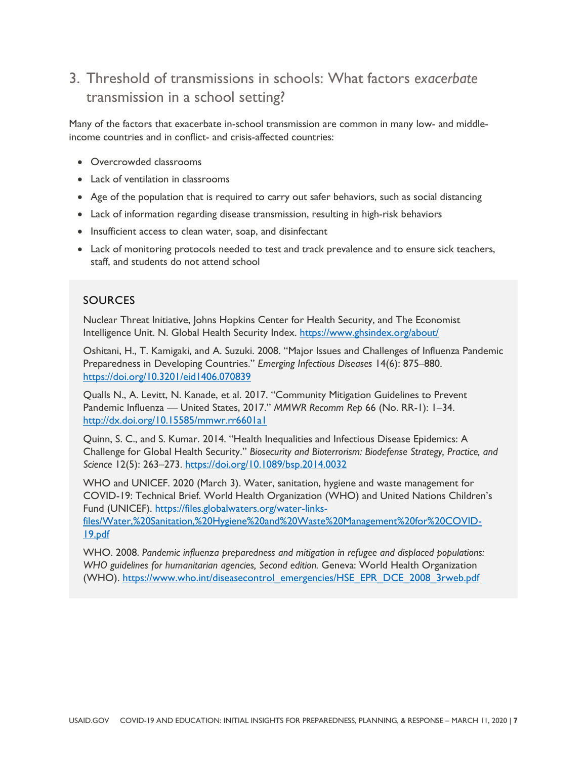## 3. Threshold of transmissions in schools: What factors *exacerbate* transmission in a school setting?

Many of the factors that exacerbate in-school transmission are common in many low- and middle-income countries and in conflict- and crisis-affected countries:

- Overcrowded classrooms
- Lack of ventilation in classrooms
- Age of the population that is required to carry out safer behaviors, such as social distancing
- Lack of information regarding disease transmission, resulting in high-risk behaviors
- Insufficient access to clean water, soap, and disinfectant
- Lack of monitoring protocols needed to test and track prevalence and to ensure sick teachers, staff, and students do not attend school

### SOURCES

Nuclear Threat Initiative, Johns Hopkins Center for Health Security, and The Economist Intelligence Unit. N. Global Health Security Index. https://www.ghsindex.org/about/

Oshitani, H., T. Kamigaki, and A. Suzuki. 2008. "Major Issues and Challenges of Influenza Pandemic Preparedness in Developing Countries." *Emerging Infectious Diseases* 14(6): 875–880. https://doi.org/10.3201/eid1406.070839

Qualls N., A. Levitt, N. Kanade, et al. 2017. "Community Mitigation Guidelines to Prevent Pandemic Influenza — United States, 2017." *MMWR Recomm Rep* 66 (No. RR-1): 1–34. http://dx.doi.org/10.15585/mmwr.rr6601a1

Quinn, S. C., and S. Kumar. 2014. "Health Inequalities and Infectious Disease Epidemics: A Challenge for Global Health Security." *Biosecurity and Bioterrorism: Biodefense Strategy, Practice, and Science* 12(5): 263–273. https://doi.org/10.1089/bsp.2014.0032

WHO and UNICEF. 2020 (March 3). Water, sanitation, hygiene and waste management for COVID-19: Technical Brief. World Health Organization (WHO) and United Nations Children's Fund (UNICEF). https://files.globalwaters.org/water-links-files/Water,%20Sanitation,%20Hygiene%20and%20Waste%20Management%20for%20COVID-19.pdf

WHO. 2008. *Pandemic influenza preparedness and mitigation in refugee and displaced populations: WHO guidelines for humanitarian agencies, Second edition.* Geneva: World Health Organization (WHO). https://www.who.int/diseasecontrol_emergencies/HSE_EPR_DCE_2008_3rweb.pdf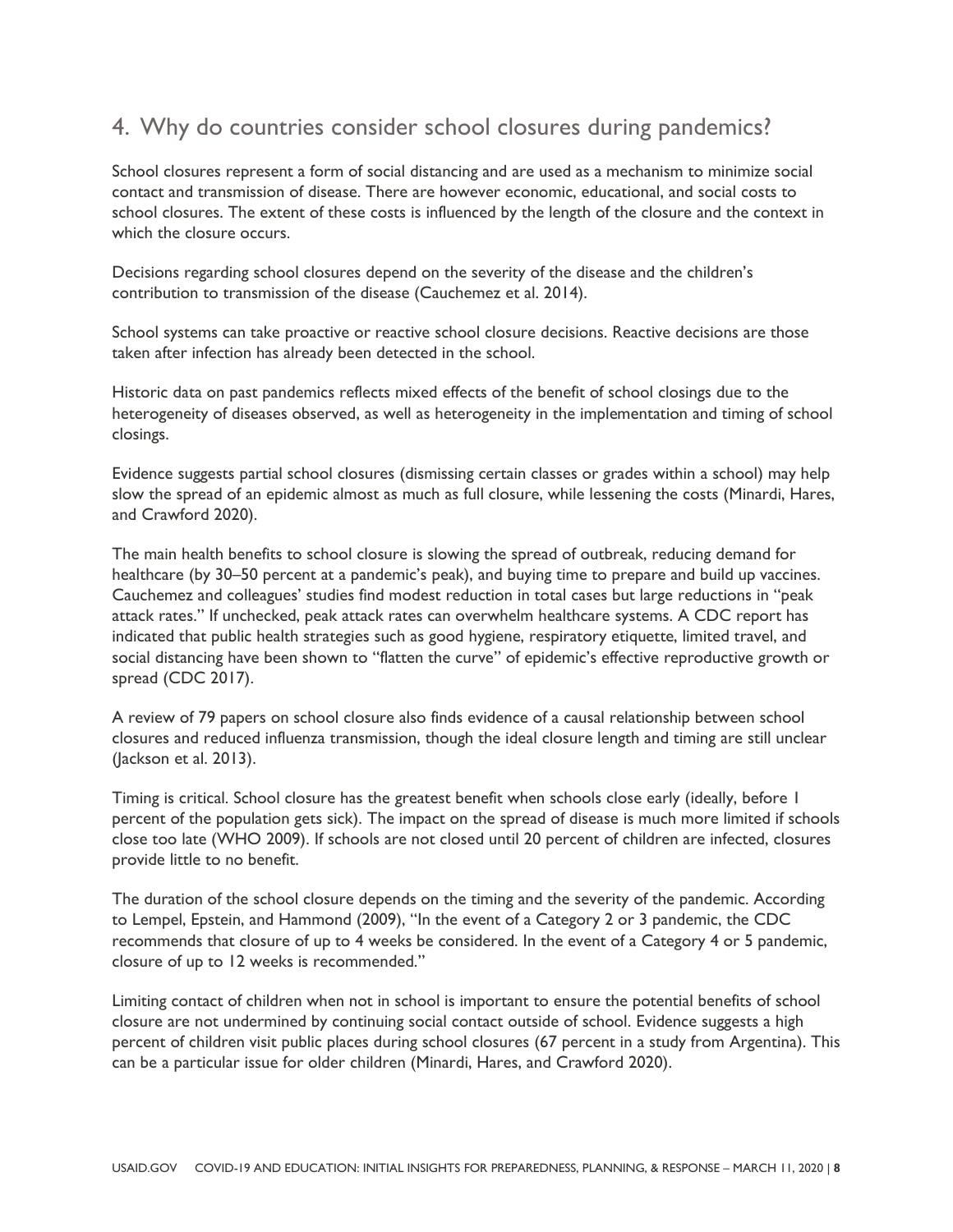## 4. Why do countries consider school closures during pandemics?

School closures represent a form of social distancing and are used as a mechanism to minimize social contact and transmission of disease. There are however economic, educational, and social costs to school closures. The extent of these costs is influenced by the length of the closure and the context in which the closure occurs.

Decisions regarding school closures depend on the severity of the disease and the children's contribution to transmission of the disease (Cauchemez et al. 2014).

School systems can take proactive or reactive school closure decisions. Reactive decisions are those taken after infection has already been detected in the school.

Historic data on past pandemics reflects mixed effects of the benefit of school closings due to the heterogeneity of diseases observed, as well as heterogeneity in the implementation and timing of school closings.

Evidence suggests partial school closures (dismissing certain classes or grades within a school) may help slow the spread of an epidemic almost as much as full closure, while lessening the costs (Minardi, Hares, and Crawford 2020).

The main health benefits to school closure is slowing the spread of outbreak, reducing demand for healthcare (by 30–50 percent at a pandemic's peak), and buying time to prepare and build up vaccines. Cauchemez and colleagues' studies find modest reduction in total cases but large reductions in "peak attack rates." If unchecked, peak attack rates can overwhelm healthcare systems. A CDC report has indicated that public health strategies such as good hygiene, respiratory etiquette, limited travel, and social distancing have been shown to "flatten the curve" of epidemic's effective reproductive growth or spread (CDC 2017).

A review of 79 papers on school closure also finds evidence of a causal relationship between school closures and reduced influenza transmission, though the ideal closure length and timing are still unclear (Jackson et al. 2013).

Timing is critical. School closure has the greatest benefit when schools close early (ideally, before 1 percent of the population gets sick). The impact on the spread of disease is much more limited if schools close too late (WHO 2009). If schools are not closed until 20 percent of children are infected, closures provide little to no benefit.

The duration of the school closure depends on the timing and the severity of the pandemic. According to Lempel, Epstein, and Hammond (2009), "In the event of a Category 2 or 3 pandemic, the CDC recommends that closure of up to 4 weeks be considered. In the event of a Category 4 or 5 pandemic, closure of up to 12 weeks is recommended."

Limiting contact of children when not in school is important to ensure the potential benefits of school closure are not undermined by continuing social contact outside of school. Evidence suggests a high percent of children visit public places during school closures (67 percent in a study from Argentina). This can be a particular issue for older children (Minardi, Hares, and Crawford 2020).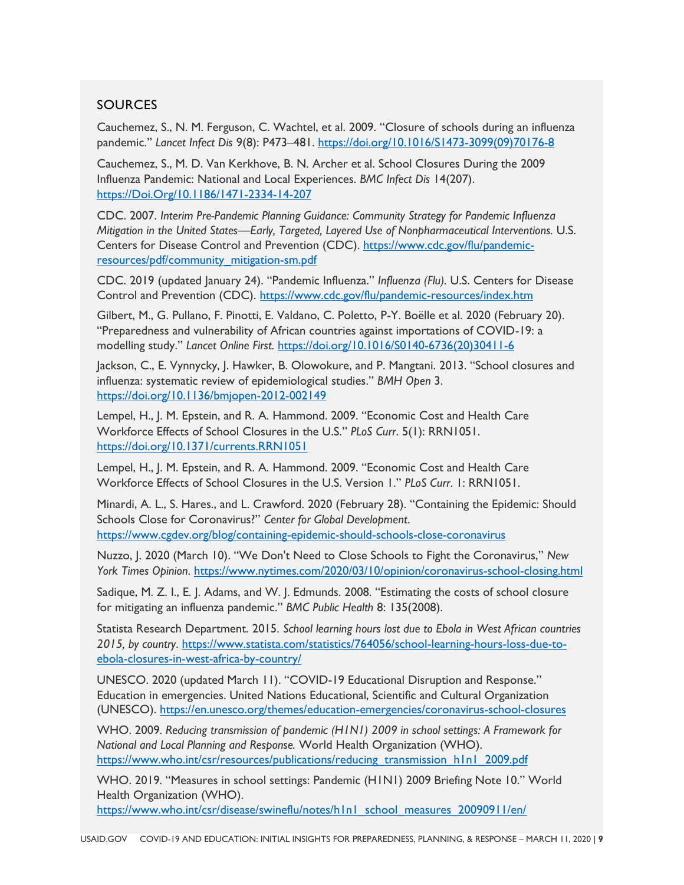## SOURCES

Cauchemez, S., N. M. Ferguson, C. Wachtel, et al. 2009. "Closure of schools during an influenza pandemic." *Lancet Infect Dis* 9(8): P473–481. https://doi.org/10.1016/S1473-3099(09)70176-8

Cauchemez, S., M. D. Van Kerkhove, B. N. Archer et al. School Closures During the 2009 Influenza Pandemic: National and Local Experiences. *BMC Infect Dis* 14(207). https://Doi.Org/10.1186/1471-2334-14-207

CDC. 2007. *Interim Pre-Pandemic Planning Guidance: Community Strategy for Pandemic Influenza Mitigation in the United States—Early, Targeted, Layered Use of Nonpharmaceutical Interventions.* U.S. Centers for Disease Control and Prevention (CDC). https://www.cdc.gov/flu/pandemic-resources/pdf/community_mitigation-sm.pdf

CDC. 2019 (updated January 24). "Pandemic Influenza." *Influenza (Flu)*. U.S. Centers for Disease Control and Prevention (CDC). https://www.cdc.gov/flu/pandemic-resources/index.htm

Gilbert, M., G. Pullano, F. Pinotti, E. Valdano, C. Poletto, P-Y. Boëlle et al. 2020 (February 20). "Preparedness and vulnerability of African countries against importations of COVID-19: a modelling study." *Lancet Online First.* https://doi.org/10.1016/S0140-6736(20)30411-6

Jackson, C., E. Vynnycky, J. Hawker, B. Olowokure, and P. Mangtani. 2013. "School closures and influenza: systematic review of epidemiological studies." *BMH Open* 3. https://doi.org/10.1136/bmjopen-2012-002149

Lempel, H., J. M. Epstein, and R. A. Hammond. 2009. "Economic Cost and Health Care Workforce Effects of School Closures in the U.S." *PLoS Curr*. 5(1): RRN1051. https://doi.org/10.1371/currents.RRN1051

Lempel, H., J. M. Epstein, and R. A. Hammond. 2009. "Economic Cost and Health Care Workforce Effects of School Closures in the U.S. Version 1." *PLoS Curr*. 1: RRN1051.

Minardi, A. L., S. Hares., and L. Crawford. 2020 (February 28). "Containing the Epidemic: Should Schools Close for Coronavirus?" *Center for Global Development*. https://www.cgdev.org/blog/containing-epidemic-should-schools-close-coronavirus

Nuzzo, J. 2020 (March 10). "We Don't Need to Close Schools to Fight the Coronavirus," *New York Times Opinion*. https://www.nytimes.com/2020/03/10/opinion/coronavirus-school-closing.html

Sadique, M. Z. I., E. J. Adams, and W. J. Edmunds. 2008. "Estimating the costs of school closure for mitigating an influenza pandemic." *BMC Public Health* 8: 135(2008).

Statista Research Department. 2015. *School learning hours lost due to Ebola in West African countries 2015, by country*. https://www.statista.com/statistics/764056/school-learning-hours-loss-due-to-ebola-closures-in-west-africa-by-country/

UNESCO. 2020 (updated March 11). "COVID-19 Educational Disruption and Response." Education in emergencies. United Nations Educational, Scientific and Cultural Organization (UNESCO). https://en.unesco.org/themes/education-emergencies/coronavirus-school-closures

WHO. 2009. *Reducing transmission of pandemic (H1N1) 2009 in school settings: A Framework for National and Local Planning and Response.* World Health Organization (WHO). https://www.who.int/csr/resources/publications/reducing_transmission_h1n1_2009.pdf

WHO. 2019. "Measures in school settings: Pandemic (H1N1) 2009 Briefing Note 10." World Health Organization (WHO). https://www.who.int/csr/disease/swineflu/notes/h1n1_school_measures_20090911/en/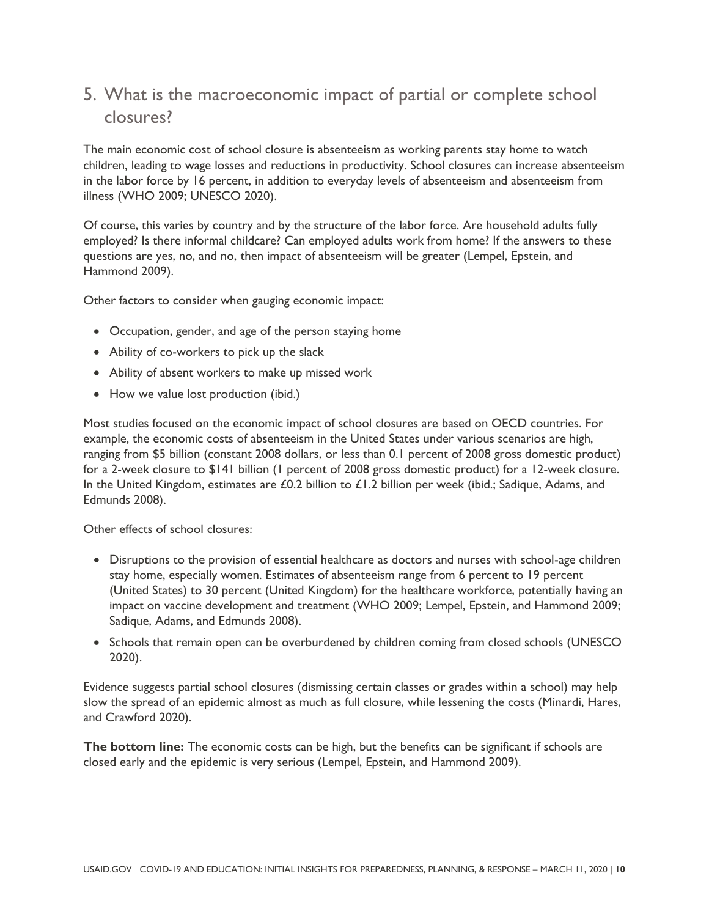## 5. What is the macroeconomic impact of partial or complete school closures?

The main economic cost of school closure is absenteeism as working parents stay home to watch children, leading to wage losses and reductions in productivity. School closures can increase absenteeism in the labor force by 16 percent, in addition to everyday levels of absenteeism and absenteeism from illness (WHO 2009; UNESCO 2020).

Of course, this varies by country and by the structure of the labor force. Are household adults fully employed? Is there informal childcare? Can employed adults work from home? If the answers to these questions are yes, no, and no, then impact of absenteeism will be greater (Lempel, Epstein, and Hammond 2009).

Other factors to consider when gauging economic impact:

- Occupation, gender, and age of the person staying home
- Ability of co-workers to pick up the slack
- Ability of absent workers to make up missed work
- How we value lost production (ibid.)

Most studies focused on the economic impact of school closures are based on OECD countries. For example, the economic costs of absenteeism in the United States under various scenarios are high, ranging from $5 billion (constant 2008 dollars, or less than 0.1 percent of 2008 gross domestic product) for a 2-week closure to $141 billion (1 percent of 2008 gross domestic product) for a 12-week closure. In the United Kingdom, estimates are £0.2 billion to £1.2 billion per week (ibid.; Sadique, Adams, and Edmunds 2008).

Other effects of school closures:

- Disruptions to the provision of essential healthcare as doctors and nurses with school-age children stay home, especially women. Estimates of absenteeism range from 6 percent to 19 percent (United States) to 30 percent (United Kingdom) for the healthcare workforce, potentially having an impact on vaccine development and treatment (WHO 2009; Lempel, Epstein, and Hammond 2009; Sadique, Adams, and Edmunds 2008).
- Schools that remain open can be overburdened by children coming from closed schools (UNESCO 2020).

Evidence suggests partial school closures (dismissing certain classes or grades within a school) may help slow the spread of an epidemic almost as much as full closure, while lessening the costs (Minardi, Hares, and Crawford 2020).

**The bottom line:** The economic costs can be high, but the benefits can be significant if schools are closed early and the epidemic is very serious (Lempel, Epstein, and Hammond 2009).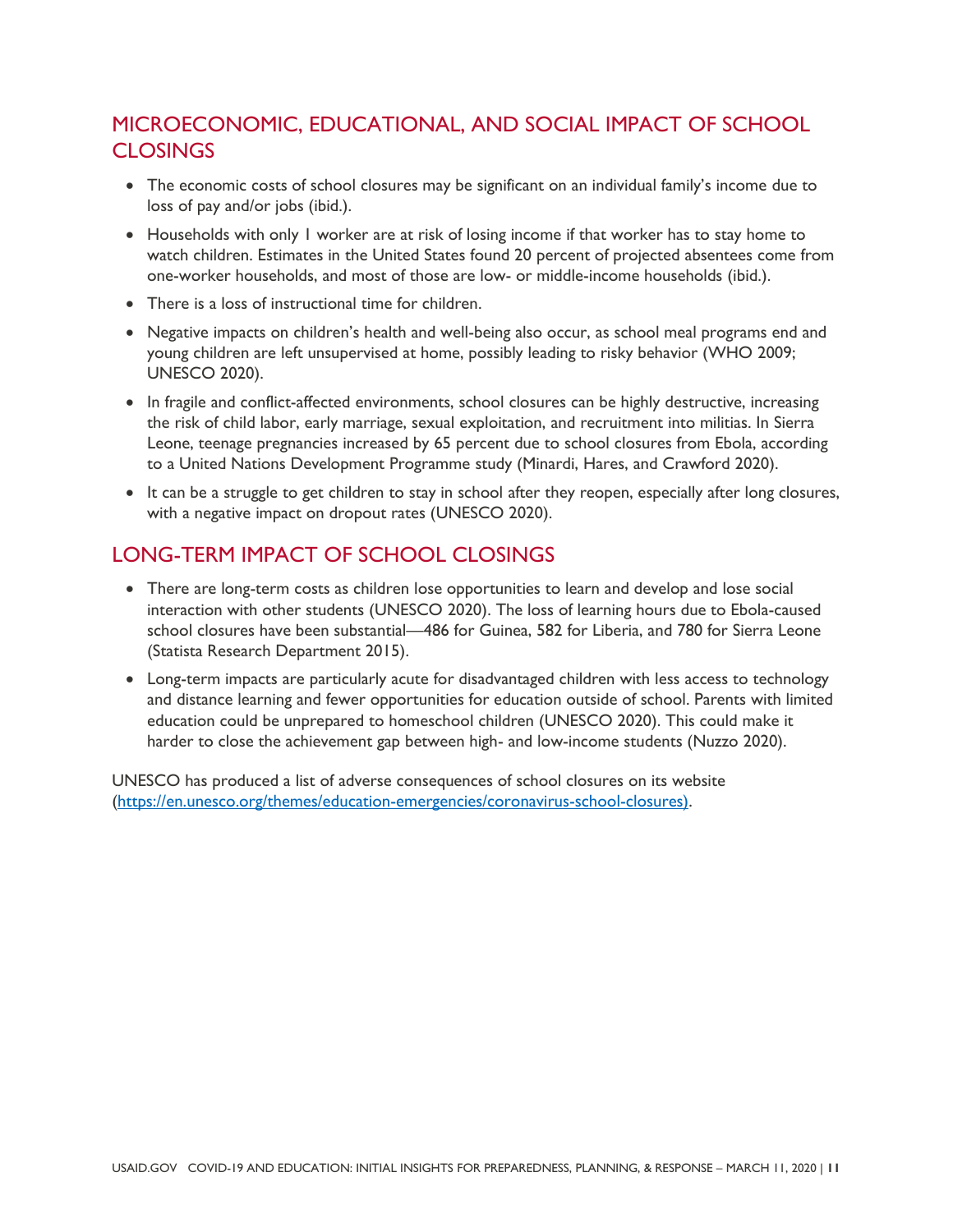## MICROECONOMIC, EDUCATIONAL, AND SOCIAL IMPACT OF SCHOOL CLOSINGS

- The economic costs of school closures may be significant on an individual family's income due to loss of pay and/or jobs (ibid.).
- Households with only 1 worker are at risk of losing income if that worker has to stay home to watch children. Estimates in the United States found 20 percent of projected absentees come from one-worker households, and most of those are low- or middle-income households (ibid.).
- There is a loss of instructional time for children.
- Negative impacts on children's health and well-being also occur, as school meal programs end and young children are left unsupervised at home, possibly leading to risky behavior (WHO 2009; UNESCO 2020).
- In fragile and conflict-affected environments, school closures can be highly destructive, increasing the risk of child labor, early marriage, sexual exploitation, and recruitment into militias. In Sierra Leone, teenage pregnancies increased by 65 percent due to school closures from Ebola, according to a United Nations Development Programme study (Minardi, Hares, and Crawford 2020).
- It can be a struggle to get children to stay in school after they reopen, especially after long closures, with a negative impact on dropout rates (UNESCO 2020).

## LONG-TERM IMPACT OF SCHOOL CLOSINGS

- There are long-term costs as children lose opportunities to learn and develop and lose social interaction with other students (UNESCO 2020). The loss of learning hours due to Ebola-caused school closures have been substantial—486 for Guinea, 582 for Liberia, and 780 for Sierra Leone (Statista Research Department 2015).
- Long-term impacts are particularly acute for disadvantaged children with less access to technology and distance learning and fewer opportunities for education outside of school. Parents with limited education could be unprepared to homeschool children (UNESCO 2020). This could make it harder to close the achievement gap between high- and low-income students (Nuzzo 2020).

UNESCO has produced a list of adverse consequences of school closures on its website (https://en.unesco.org/themes/education-emergencies/coronavirus-school-closures).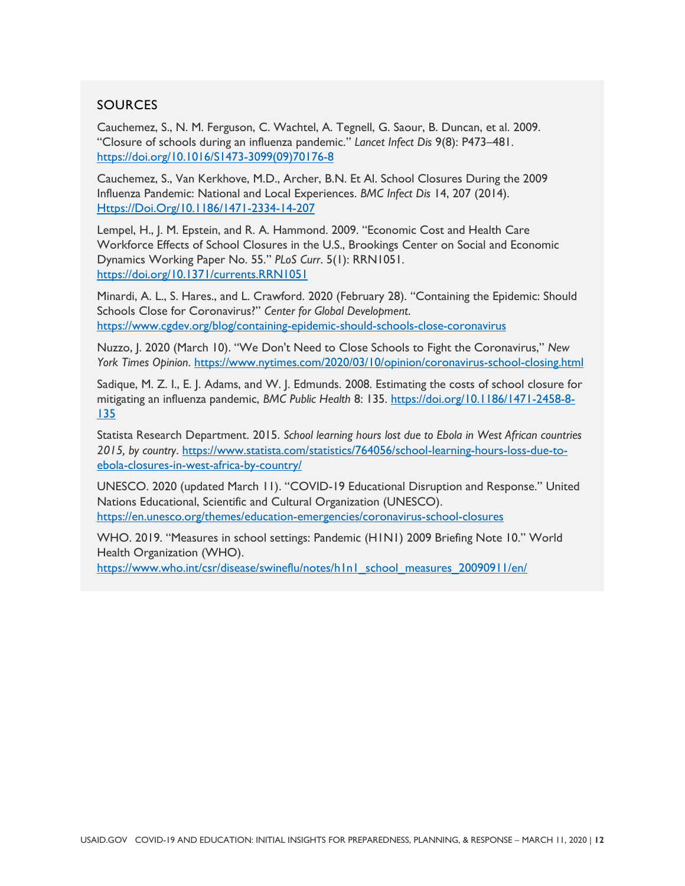## SOURCES

Cauchemez, S., N. M. Ferguson, C. Wachtel, A. Tegnell, G. Saour, B. Duncan, et al. 2009. "Closure of schools during an influenza pandemic." *Lancet Infect Dis* 9(8): P473–481. https://doi.org/10.1016/S1473-3099(09)70176-8

Cauchemez, S., Van Kerkhove, M.D., Archer, B.N. Et Al. School Closures During the 2009 Influenza Pandemic: National and Local Experiences. *BMC Infect Dis* 14, 207 (2014). Https://Doi.Org/10.1186/1471-2334-14-207

Lempel, H., J. M. Epstein, and R. A. Hammond. 2009. "Economic Cost and Health Care Workforce Effects of School Closures in the U.S., Brookings Center on Social and Economic Dynamics Working Paper No. 55." *PLoS Curr*. 5(1): RRN1051. https://doi.org/10.1371/currents.RRN1051

Minardi, A. L., S. Hares., and L. Crawford. 2020 (February 28). "Containing the Epidemic: Should Schools Close for Coronavirus?" *Center for Global Development*. https://www.cgdev.org/blog/containing-epidemic-should-schools-close-coronavirus

Nuzzo, J. 2020 (March 10). "We Don't Need to Close Schools to Fight the Coronavirus," *New York Times Opinion*. https://www.nytimes.com/2020/03/10/opinion/coronavirus-school-closing.html

Sadique, M. Z. I., E. J. Adams, and W. J. Edmunds. 2008. Estimating the costs of school closure for mitigating an influenza pandemic, *BMC Public Health* 8: 135. https://doi.org/10.1186/1471-2458-8-135

Statista Research Department. 2015. *School learning hours lost due to Ebola in West African countries 2015, by country*. https://www.statista.com/statistics/764056/school-learning-hours-loss-due-to-ebola-closures-in-west-africa-by-country/

UNESCO. 2020 (updated March 11). "COVID-19 Educational Disruption and Response." United Nations Educational, Scientific and Cultural Organization (UNESCO). https://en.unesco.org/themes/education-emergencies/coronavirus-school-closures

WHO. 2019. "Measures in school settings: Pandemic (H1N1) 2009 Briefing Note 10." World Health Organization (WHO). https://www.who.int/csr/disease/swineflu/notes/h1n1_school_measures_20090911/en/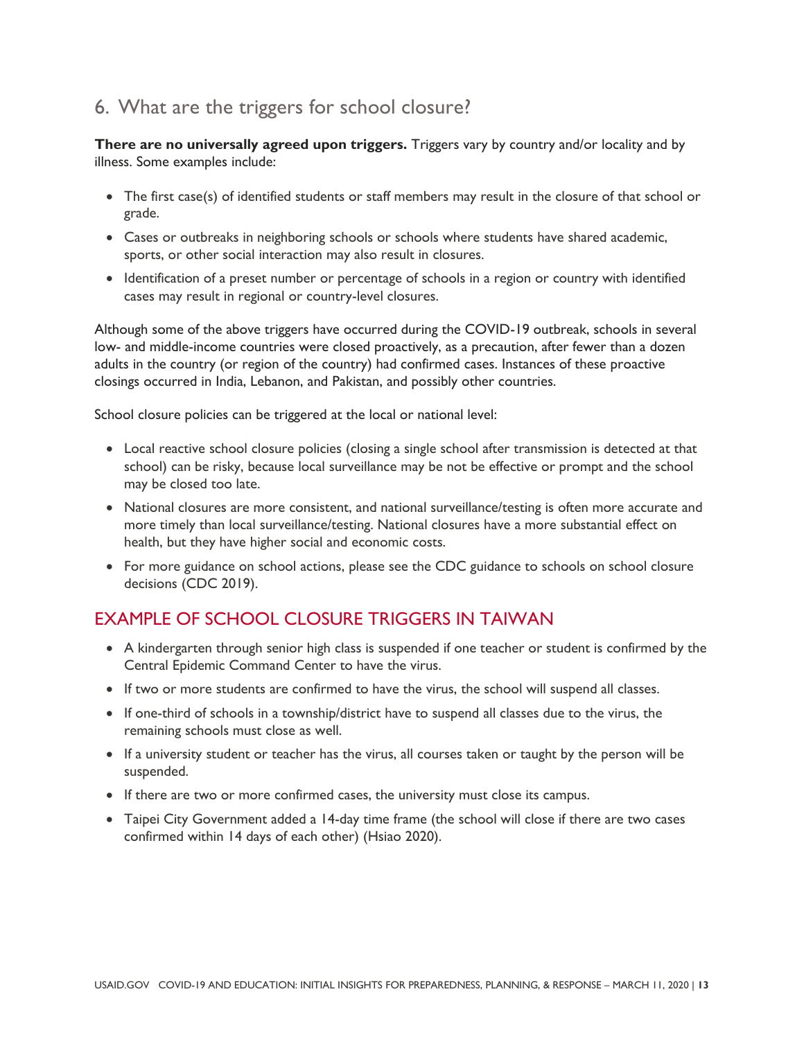## 6. What are the triggers for school closure?

**There are no universally agreed upon triggers.** Triggers vary by country and/or locality and by illness. Some examples include:

- The first case(s) of identified students or staff members may result in the closure of that school or grade.
- Cases or outbreaks in neighboring schools or schools where students have shared academic, sports, or other social interaction may also result in closures.
- Identification of a preset number or percentage of schools in a region or country with identified cases may result in regional or country-level closures.

Although some of the above triggers have occurred during the COVID-19 outbreak, schools in several low- and middle-income countries were closed proactively, as a precaution, after fewer than a dozen adults in the country (or region of the country) had confirmed cases. Instances of these proactive closings occurred in India, Lebanon, and Pakistan, and possibly other countries.

School closure policies can be triggered at the local or national level:

- Local reactive school closure policies (closing a single school after transmission is detected at that school) can be risky, because local surveillance may be not be effective or prompt and the school may be closed too late.
- National closures are more consistent, and national surveillance/testing is often more accurate and more timely than local surveillance/testing. National closures have a more substantial effect on health, but they have higher social and economic costs.
- For more guidance on school actions, please see the CDC guidance to schools on school closure decisions (CDC 2019).

### EXAMPLE OF SCHOOL CLOSURE TRIGGERS IN TAIWAN

- A kindergarten through senior high class is suspended if one teacher or student is confirmed by the Central Epidemic Command Center to have the virus.
- If two or more students are confirmed to have the virus, the school will suspend all classes.
- If one-third of schools in a township/district have to suspend all classes due to the virus, the remaining schools must close as well.
- If a university student or teacher has the virus, all courses taken or taught by the person will be suspended.
- If there are two or more confirmed cases, the university must close its campus.
- Taipei City Government added a 14-day time frame (the school will close if there are two cases confirmed within 14 days of each other) (Hsiao 2020).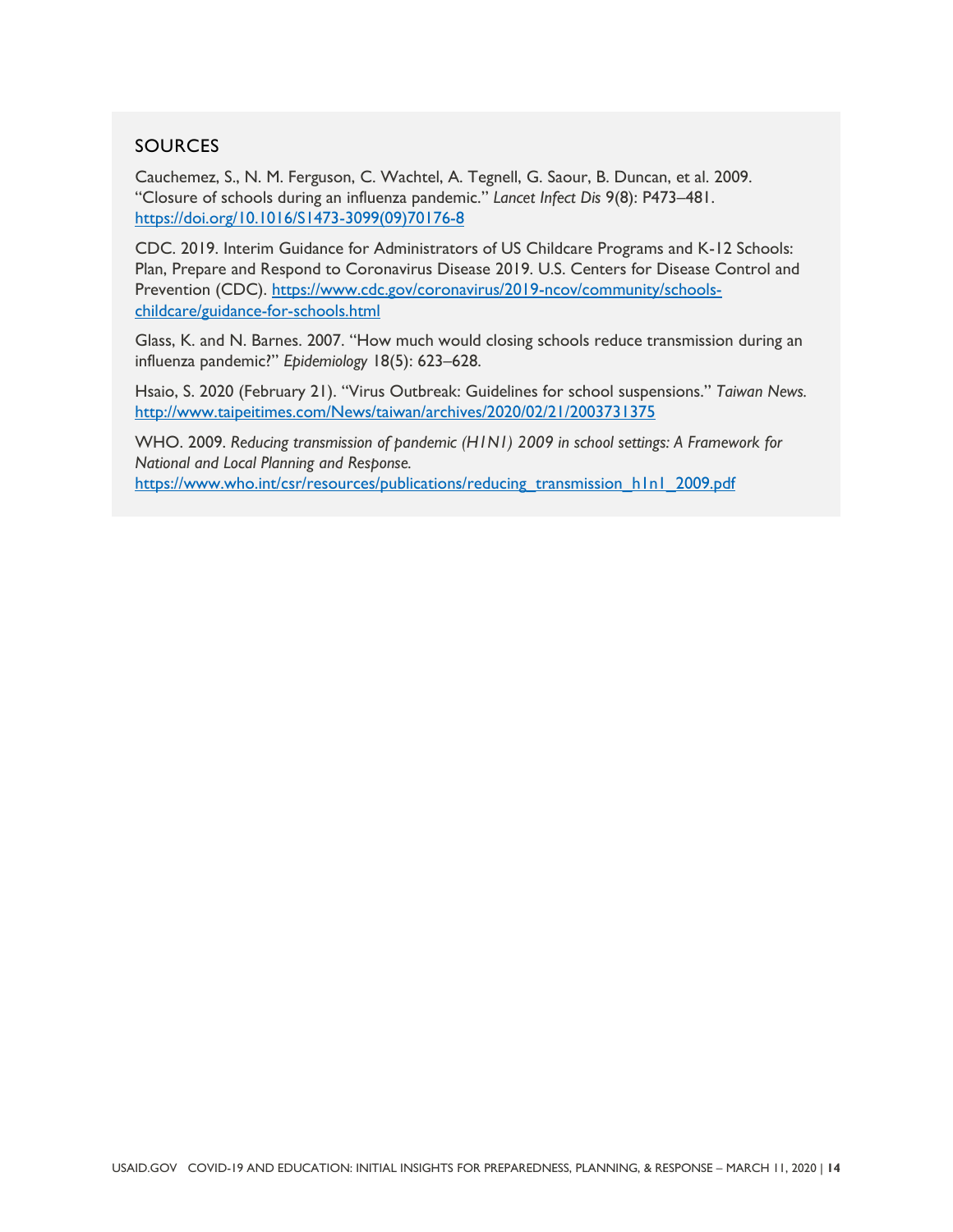## SOURCES

Cauchemez, S., N. M. Ferguson, C. Wachtel, A. Tegnell, G. Saour, B. Duncan, et al. 2009. "Closure of schools during an influenza pandemic." *Lancet Infect Dis* 9(8): P473–481. https://doi.org/10.1016/S1473-3099(09)70176-8

CDC. 2019. Interim Guidance for Administrators of US Childcare Programs and K-12 Schools: Plan, Prepare and Respond to Coronavirus Disease 2019. U.S. Centers for Disease Control and Prevention (CDC). https://www.cdc.gov/coronavirus/2019-ncov/community/schools-childcare/guidance-for-schools.html

Glass, K. and N. Barnes. 2007. "How much would closing schools reduce transmission during an influenza pandemic?" *Epidemiology* 18(5): 623–628.

Hsaio, S. 2020 (February 21). "Virus Outbreak: Guidelines for school suspensions." *Taiwan News.* http://www.taipeitimes.com/News/taiwan/archives/2020/02/21/2003731375

WHO. 2009. *Reducing transmission of pandemic (H1N1) 2009 in school settings: A Framework for National and Local Planning and Response.* https://www.who.int/csr/resources/publications/reducing_transmission_h1n1_2009.pdf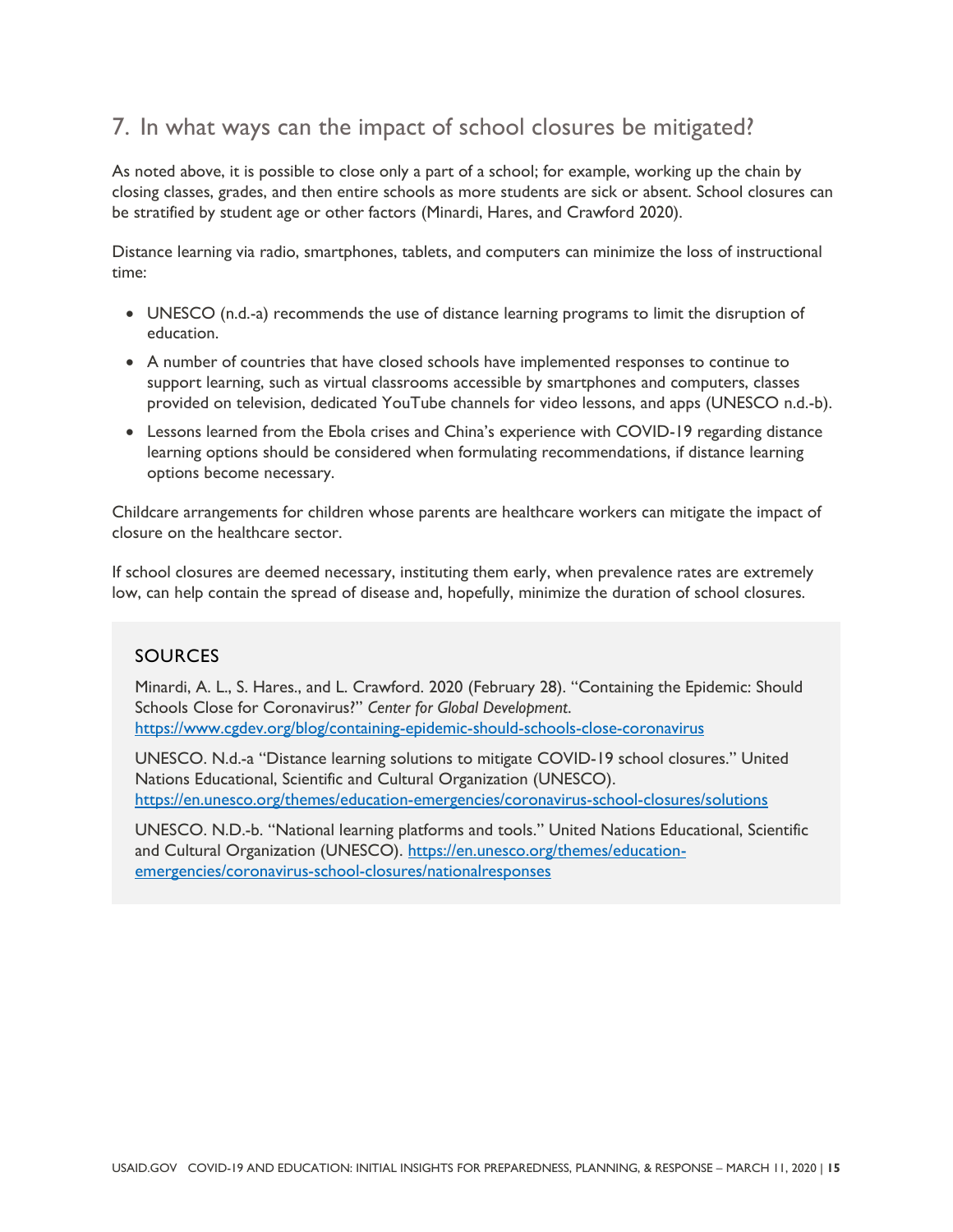## 7. In what ways can the impact of school closures be mitigated?

As noted above, it is possible to close only a part of a school; for example, working up the chain by closing classes, grades, and then entire schools as more students are sick or absent. School closures can be stratified by student age or other factors (Minardi, Hares, and Crawford 2020).

Distance learning via radio, smartphones, tablets, and computers can minimize the loss of instructional time:

- UNESCO (n.d.-a) recommends the use of distance learning programs to limit the disruption of education.
- A number of countries that have closed schools have implemented responses to continue to support learning, such as virtual classrooms accessible by smartphones and computers, classes provided on television, dedicated YouTube channels for video lessons, and apps (UNESCO n.d.-b).
- Lessons learned from the Ebola crises and China's experience with COVID-19 regarding distance learning options should be considered when formulating recommendations, if distance learning options become necessary.

Childcare arrangements for children whose parents are healthcare workers can mitigate the impact of closure on the healthcare sector.

If school closures are deemed necessary, instituting them early, when prevalence rates are extremely low, can help contain the spread of disease and, hopefully, minimize the duration of school closures.

### SOURCES

Minardi, A. L., S. Hares., and L. Crawford. 2020 (February 28). "Containing the Epidemic: Should Schools Close for Coronavirus?" *Center for Global Development*. https://www.cgdev.org/blog/containing-epidemic-should-schools-close-coronavirus

UNESCO. N.d.-a "Distance learning solutions to mitigate COVID-19 school closures." United Nations Educational, Scientific and Cultural Organization (UNESCO). https://en.unesco.org/themes/education-emergencies/coronavirus-school-closures/solutions

UNESCO. N.D.-b. "National learning platforms and tools." United Nations Educational, Scientific and Cultural Organization (UNESCO). https://en.unesco.org/themes/education-emergencies/coronavirus-school-closures/nationalresponses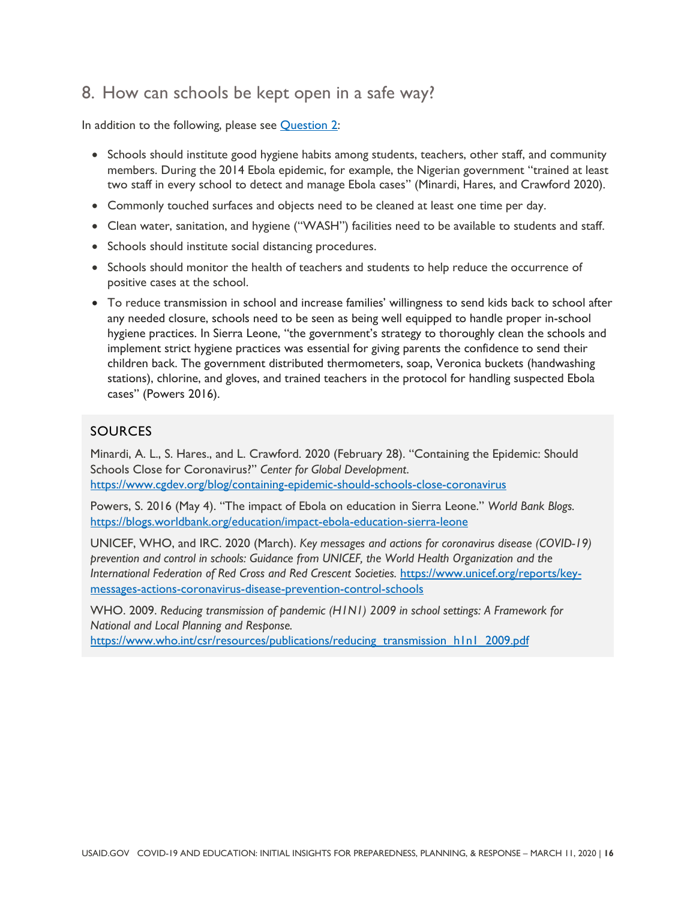## 8. How can schools be kept open in a safe way?

In addition to the following, please see [Question 2](#):

- Schools should institute good hygiene habits among students, teachers, other staff, and community members. During the 2014 Ebola epidemic, for example, the Nigerian government "trained at least two staff in every school to detect and manage Ebola cases" (Minardi, Hares, and Crawford 2020).
- Commonly touched surfaces and objects need to be cleaned at least one time per day.
- Clean water, sanitation, and hygiene ("WASH") facilities need to be available to students and staff.
- Schools should institute social distancing procedures.
- Schools should monitor the health of teachers and students to help reduce the occurrence of positive cases at the school.
- To reduce transmission in school and increase families' willingness to send kids back to school after any needed closure, schools need to be seen as being well equipped to handle proper in-school hygiene practices. In Sierra Leone, "the government's strategy to thoroughly clean the schools and implement strict hygiene practices was essential for giving parents the confidence to send their children back. The government distributed thermometers, soap, Veronica buckets (handwashing stations), chlorine, and gloves, and trained teachers in the protocol for handling suspected Ebola cases" (Powers 2016).

### SOURCES

Minardi, A. L., S. Hares., and L. Crawford. 2020 (February 28). "Containing the Epidemic: Should Schools Close for Coronavirus?" *Center for Global Development*. https://www.cgdev.org/blog/containing-epidemic-should-schools-close-coronavirus

Powers, S. 2016 (May 4). "The impact of Ebola on education in Sierra Leone." *World Bank Blogs.* https://blogs.worldbank.org/education/impact-ebola-education-sierra-leone

UNICEF, WHO, and IRC. 2020 (March). *Key messages and actions for coronavirus disease (COVID-19) prevention and control in schools: Guidance from UNICEF, the World Health Organization and the International Federation of Red Cross and Red Crescent Societies.* https://www.unicef.org/reports/key-messages-actions-coronavirus-disease-prevention-control-schools

WHO. 2009. *Reducing transmission of pandemic (H1N1) 2009 in school settings: A Framework for National and Local Planning and Response.* https://www.who.int/csr/resources/publications/reducing_transmission_h1n1_2009.pdf